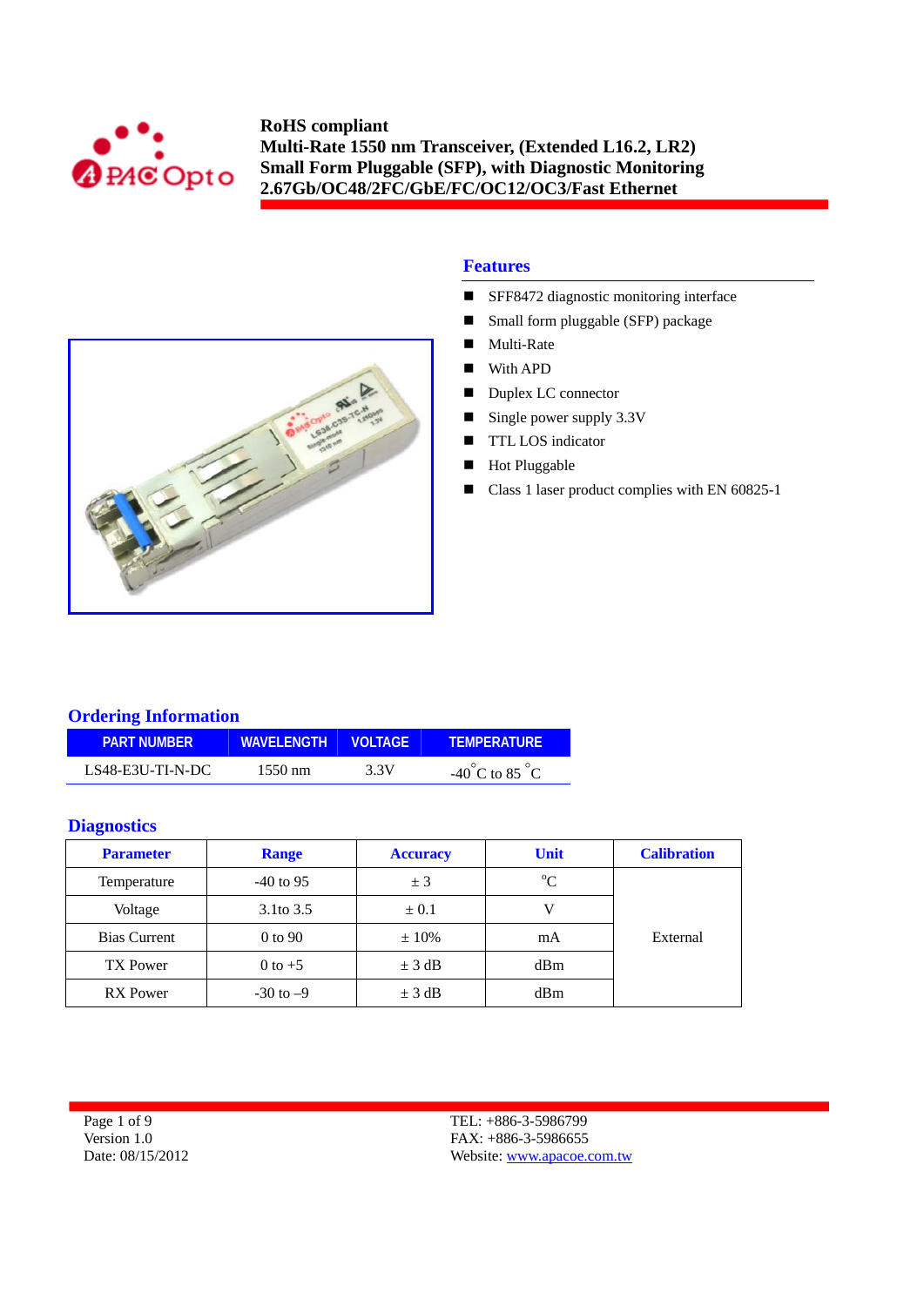# RoHS compliant
# Multi-Rate 1550 nm Transceiver, (Extended L16.2, LR2)
# Small Form Pluggable (SFP), with Diagnostic Monitoring
# 2.67Gb/OC48/2FC/GbE/FC/OC12/OC3/Fast Ethernet

## Features

- SFF8472 diagnostic monitoring interface
- Small form pluggable (SFP) package
- Multi-Rate
- With APD
- Duplex LC connector
- Single power supply 3.3V
- TTL LOS indicator
- Hot Pluggable
- Class 1 laser product complies with EN 60825-1

## Ordering Information

| PART NUMBER | WAVELENGTH | VOLTAGE | TEMPERATURE |
|---|---|---|---|
| LS48-E3U-TI-N-DC | 1550 nm | 3.3V | -40°C to 85 °C |

## Diagnostics

| Parameter | Range | Accuracy | Unit | Calibration |
|---|---|---|---|---|
| Temperature | -40 to 95 | ± 3 | °C | External |
| Voltage | 3.1to 3.5 | ± 0.1 | V | |
| Bias Current | 0 to 90 | ± 10% | mA | |
| TX Power | 0 to +5 | ± 3 dB | dBm | |
| RX Power | -30 to –9 | ± 3 dB | dBm | |

Version 1.0
Date: 08/15/2012

TEL: +886-3-5986799
FAX: +886-3-5986655
Website: www.apacoe.com.tw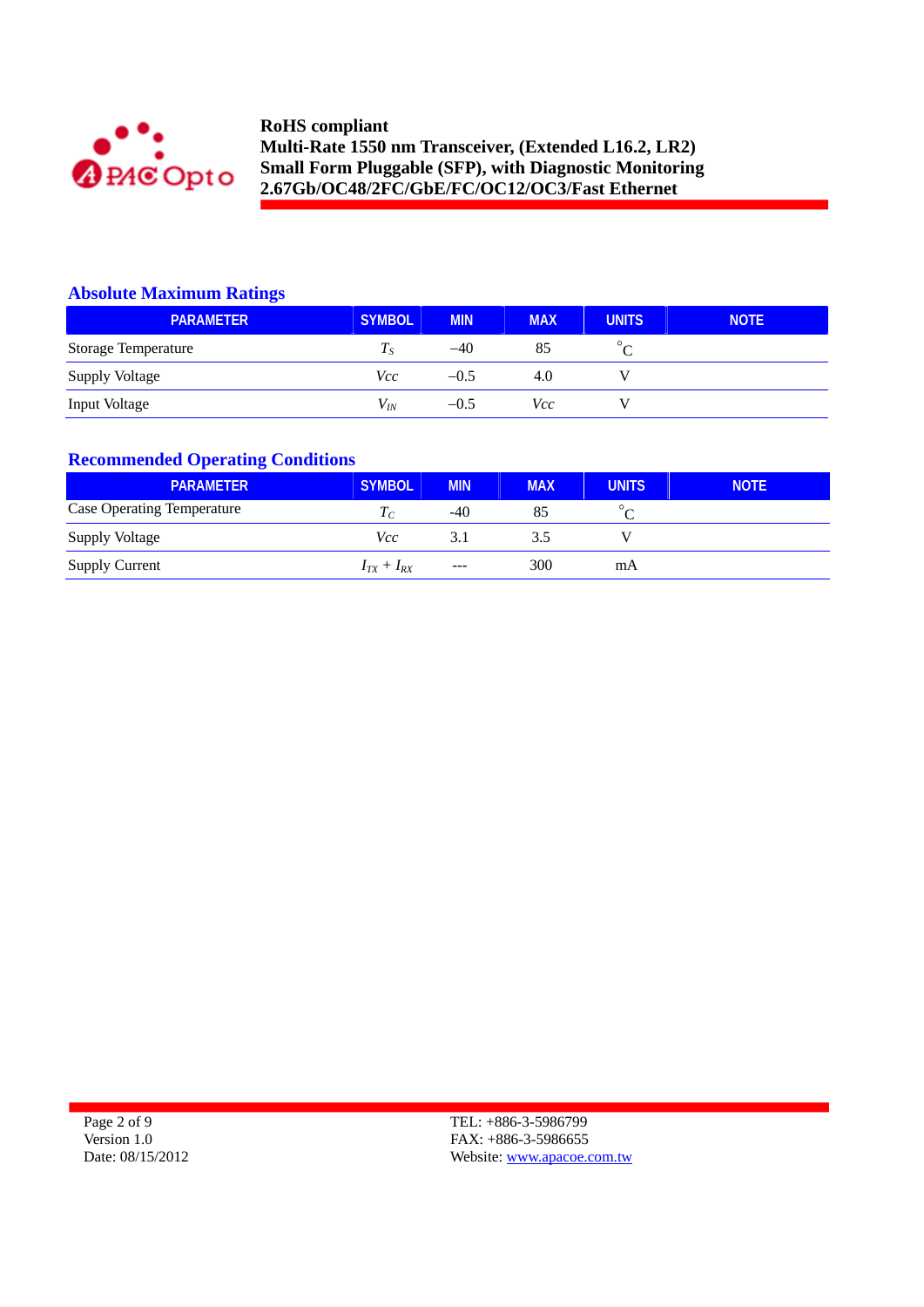## Absolute Maximum Ratings

| PARAMETER | SYMBOL | MIN | MAX | UNITS | NOTE |
|---|---|---|---|---|---|
| Storage Temperature | $T_S$ | –40 | 85 | °C | |
| Supply Voltage | $Vcc$ | –0.5 | 4.0 | V | |
| Input Voltage | $V_{IN}$ | –0.5 | $Vcc$ | V | |

## Recommended Operating Conditions

| PARAMETER | SYMBOL | MIN | MAX | UNITS | NOTE |
|---|---|---|---|---|---|
| Case Operating Temperature | $T_C$ | -40 | 85 | °C | |
| Supply Voltage | $Vcc$ | 3.1 | 3.5 | V | |
| Supply Current | $I_{TX} + I_{RX}$ | --- | 300 | mA | |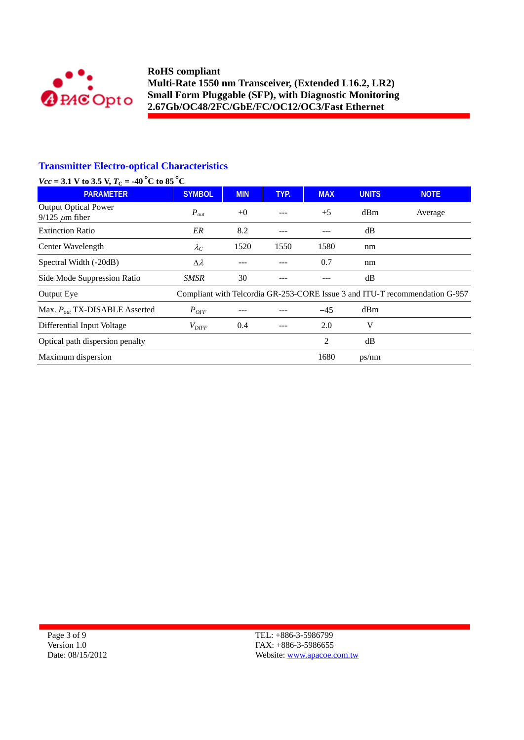## Transmitter Electro-optical Characteristics

***Vcc* = 3.1 V to 3.5 V, $T_C$ = -40 °C to 85 °C**

| PARAMETER | SYMBOL | MIN | TYP. | MAX | UNITS | NOTE |
|---|---|---|---|---|---|---|
| Output Optical Power 9/125 $\mu$m fiber | $P_{out}$ | +0 | --- | +5 | dBm | Average |
| Extinction Ratio | *ER* | 8.2 | --- | --- | dB | |
| Center Wavelength | $\lambda_C$ | 1520 | 1550 | 1580 | nm | |
| Spectral Width (-20dB) | $\Delta\lambda$ | --- | --- | 0.7 | nm | |
| Side Mode Suppression Ratio | *SMSR* | 30 | --- | --- | dB | |
| Output Eye | Compliant with Telcordia GR-253-CORE Issue 3 and ITU-T recommendation G-957 | | | | | |
| Max. $P_{out}$ TX-DISABLE Asserted | $P_{OFF}$ | --- | --- | –45 | dBm | |
| Differential Input Voltage | $V_{DIFF}$ | 0.4 | --- | 2.0 | V | |
| Optical path dispersion penalty | | | | 2 | dB | |
| Maximum dispersion | | | | 1680 | ps/nm | |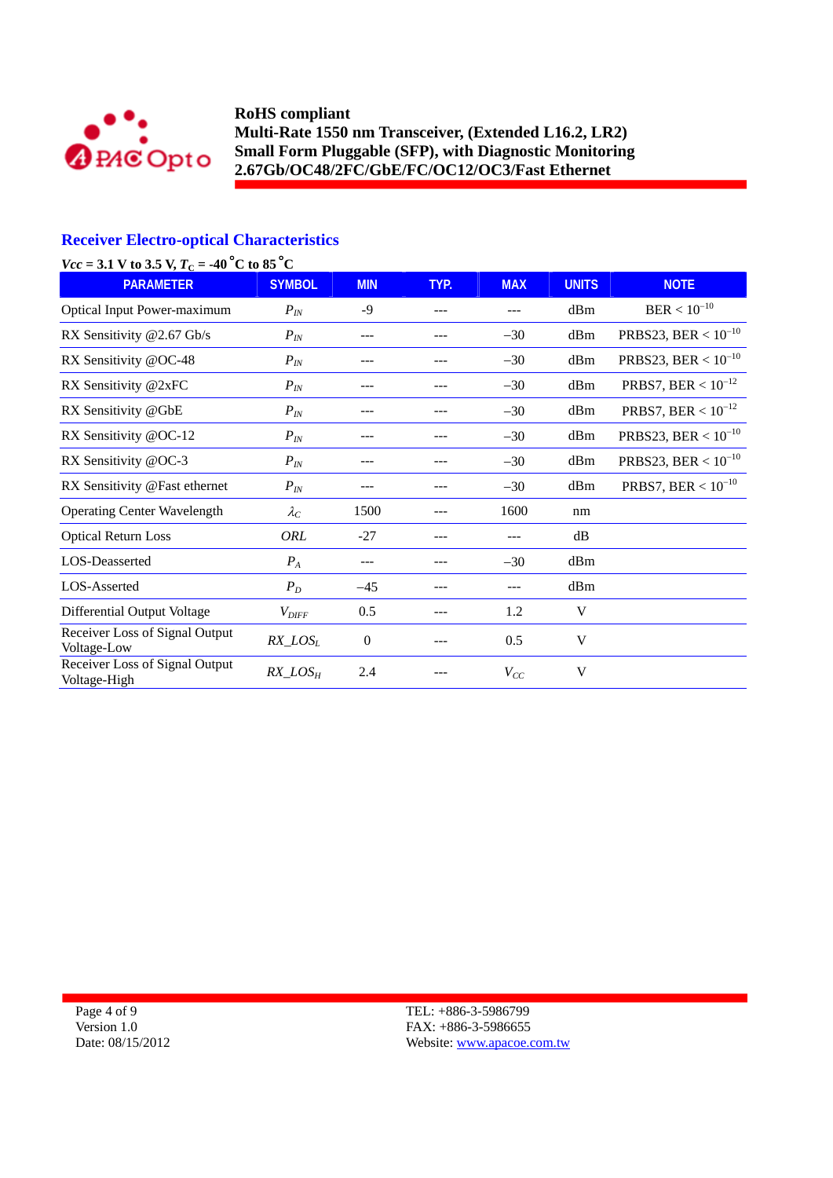## Receiver Electro-optical Characteristics

***Vcc* = 3.1 V to 3.5 V, $T_C$ = -40 °C to 85 °C**

| PARAMETER | SYMBOL | MIN | TYP. | MAX | UNITS | NOTE |
|---|---|---|---|---|---|---|
| Optical Input Power-maximum | $P_{IN}$ | -9 | --- | --- | dBm | BER < $10^{-10}$ |
| RX Sensitivity @2.67 Gb/s | $P_{IN}$ | --- | --- | −30 | dBm | PRBS23, BER < $10^{-10}$ |
| RX Sensitivity @OC-48 | $P_{IN}$ | --- | --- | −30 | dBm | PRBS23, BER < $10^{-10}$ |
| RX Sensitivity @2xFC | $P_{IN}$ | --- | --- | −30 | dBm | PRBS7, BER < $10^{-12}$ |
| RX Sensitivity @GbE | $P_{IN}$ | --- | --- | −30 | dBm | PRBS7, BER < $10^{-12}$ |
| RX Sensitivity @OC-12 | $P_{IN}$ | --- | --- | −30 | dBm | PRBS23, BER < $10^{-10}$ |
| RX Sensitivity @OC-3 | $P_{IN}$ | --- | --- | −30 | dBm | PRBS23, BER < $10^{-10}$ |
| RX Sensitivity @Fast ethernet | $P_{IN}$ | --- | --- | −30 | dBm | PRBS7, BER < $10^{-10}$ |
| Operating Center Wavelength | $\lambda_C$ | 1500 | --- | 1600 | nm | |
| Optical Return Loss | *ORL* | -27 | --- | --- | dB | |
| LOS-Deasserted | $P_A$ | --- | --- | −30 | dBm | |
| LOS-Asserted | $P_D$ | −45 | --- | --- | dBm | |
| Differential Output Voltage | $V_{DIFF}$ | 0.5 | --- | 1.2 | V | |
| Receiver Loss of Signal Output Voltage-Low | $RX\_LOS_L$ | 0 | --- | 0.5 | V | |
| Receiver Loss of Signal Output Voltage-High | $RX\_LOS_H$ | 2.4 | --- | $V_{CC}$ | V | |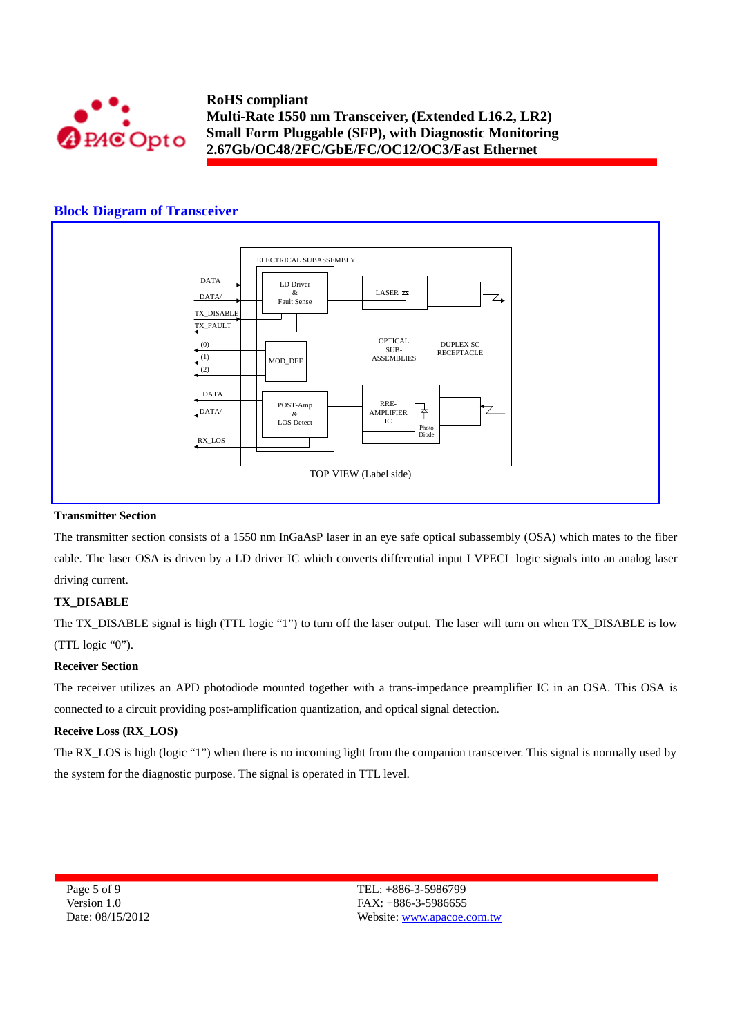## Block Diagram of Transceiver

ELECTRICAL SUBASSEMBLY

DATA
DATA/
TX_DISABLE
TX_FAULT
(0)
(1)
(2)
DATA
DATA/
RX_LOS

LD Driver & Fault Sense

MOD_DEF

POST-Amp & LOS Detect

LASER

OPTICAL SUB-ASSEMBLIES

DUPLEX SC RECEPTACLE

RRE-AMPLIFIER IC

Photo Diode

TOP VIEW (Label side)

**Transmitter Section**

The transmitter section consists of a 1550 nm InGaAsP laser in an eye safe optical subassembly (OSA) which mates to the fiber cable. The laser OSA is driven by a LD driver IC which converts differential input LVPECL logic signals into an analog laser driving current.

**TX_DISABLE**

The TX_DISABLE signal is high (TTL logic "1") to turn off the laser output. The laser will turn on when TX_DISABLE is low (TTL logic "0").

**Receiver Section**

The receiver utilizes an APD photodiode mounted together with a trans-impedance preamplifier IC in an OSA. This OSA is connected to a circuit providing post-amplification quantization, and optical signal detection.

**Receive Loss (RX_LOS)**

The RX_LOS is high (logic "1") when there is no incoming light from the companion transceiver. This signal is normally used by the system for the diagnostic purpose. The signal is operated in TTL level.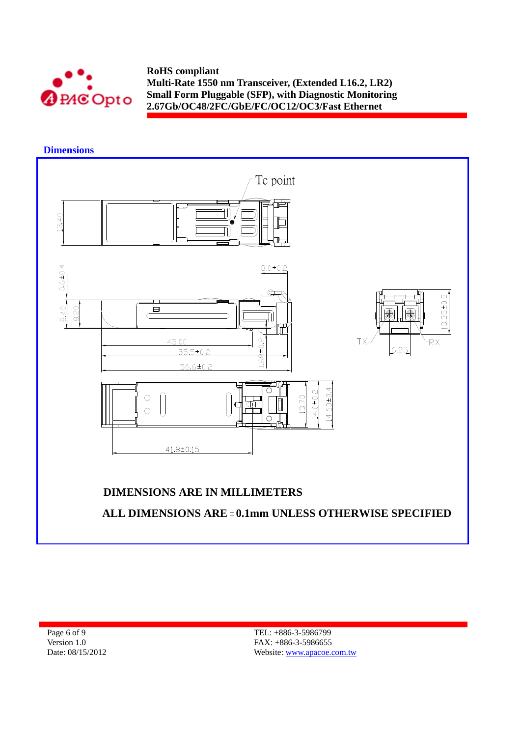## Dimensions

Tc point

13.40

0.6±0.4

8.0±0.2

8.40

8.20

45.00

55.5±0.2

56.6±0.2

1.6±0.2

13.35±0.2

TX

RX

6.25

13.70

14.0±0.2

14.60±0.4

41.8±0.15

**DIMENSIONS ARE IN MILLIMETERS**

**ALL DIMENSIONS ARE ± 0.1mm UNLESS OTHERWISE SPECIFIED**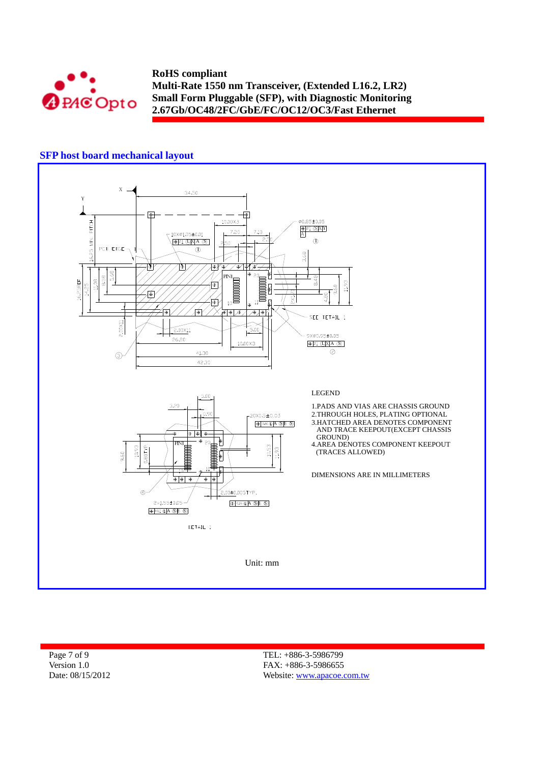## SFP host board mechanical layout

LEGEND

1.PADS AND VIAS ARE CHASSIS GROUND
2.THROUGH HOLES, PLATING OPTIONAL
3.HATCHED AREA DENOTES COMPONENT AND TRACE KEEPOUT(EXCEPT CHASSIS GROUND)
4.AREA DENOTES COMPONENT KEEPOUT (TRACES ALLOWED)

DIMENSIONS ARE IN MILLIMETERS

Unit: mm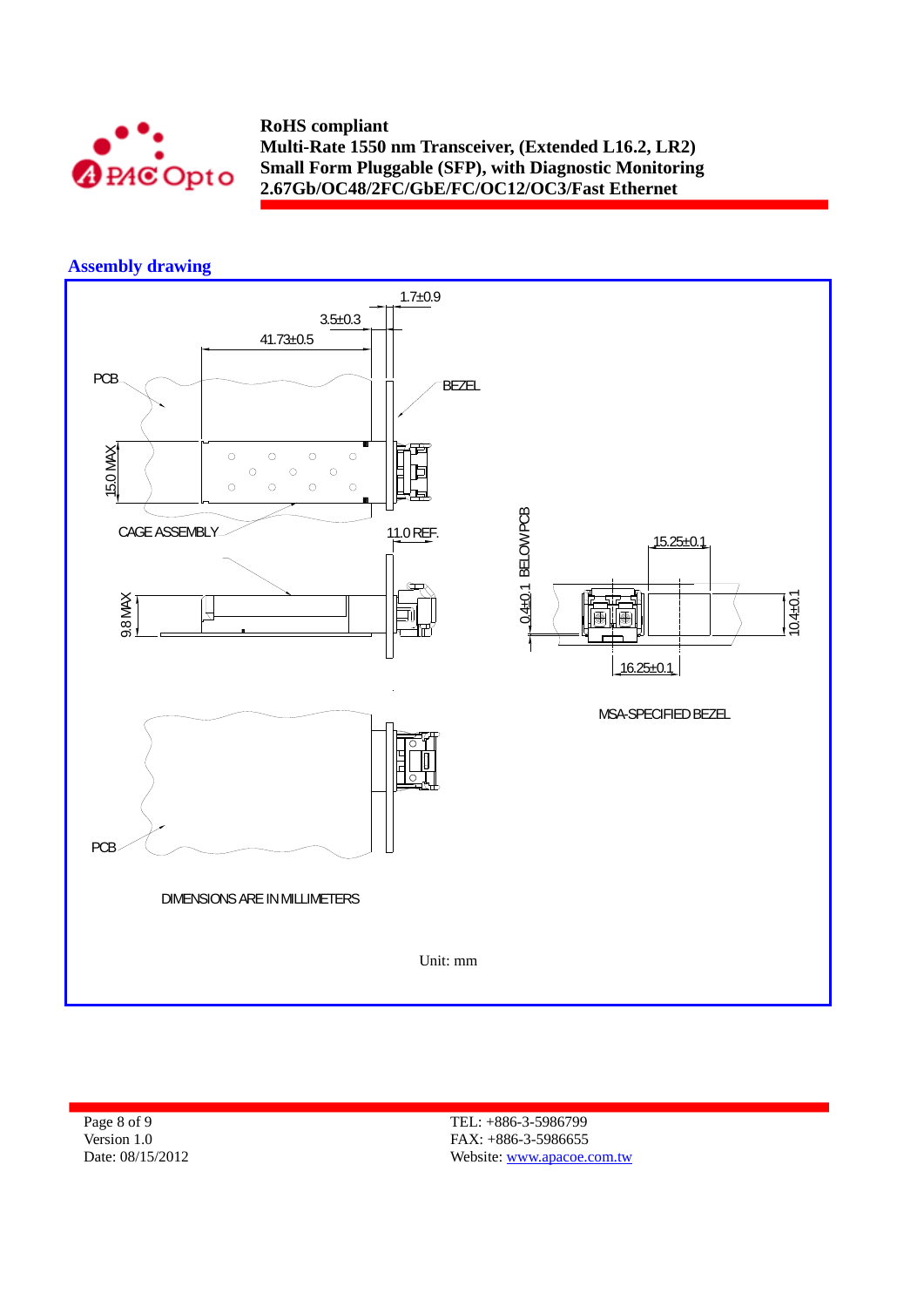## Assembly drawing

1.7±0.9

3.5±0.3

41.73±0.5

PCB

BEZEL

15.0 MAX

CAGE ASSEMBLY

11.0 REF.

0.4±0.1 BELOW PCB

15.25±0.1

9.8 MAX

10.4±0.1

16.25±0.1

MSA-SPECIFIED BEZEL

PCB

DIMENSIONS ARE IN MILLIMETERS

Unit: mm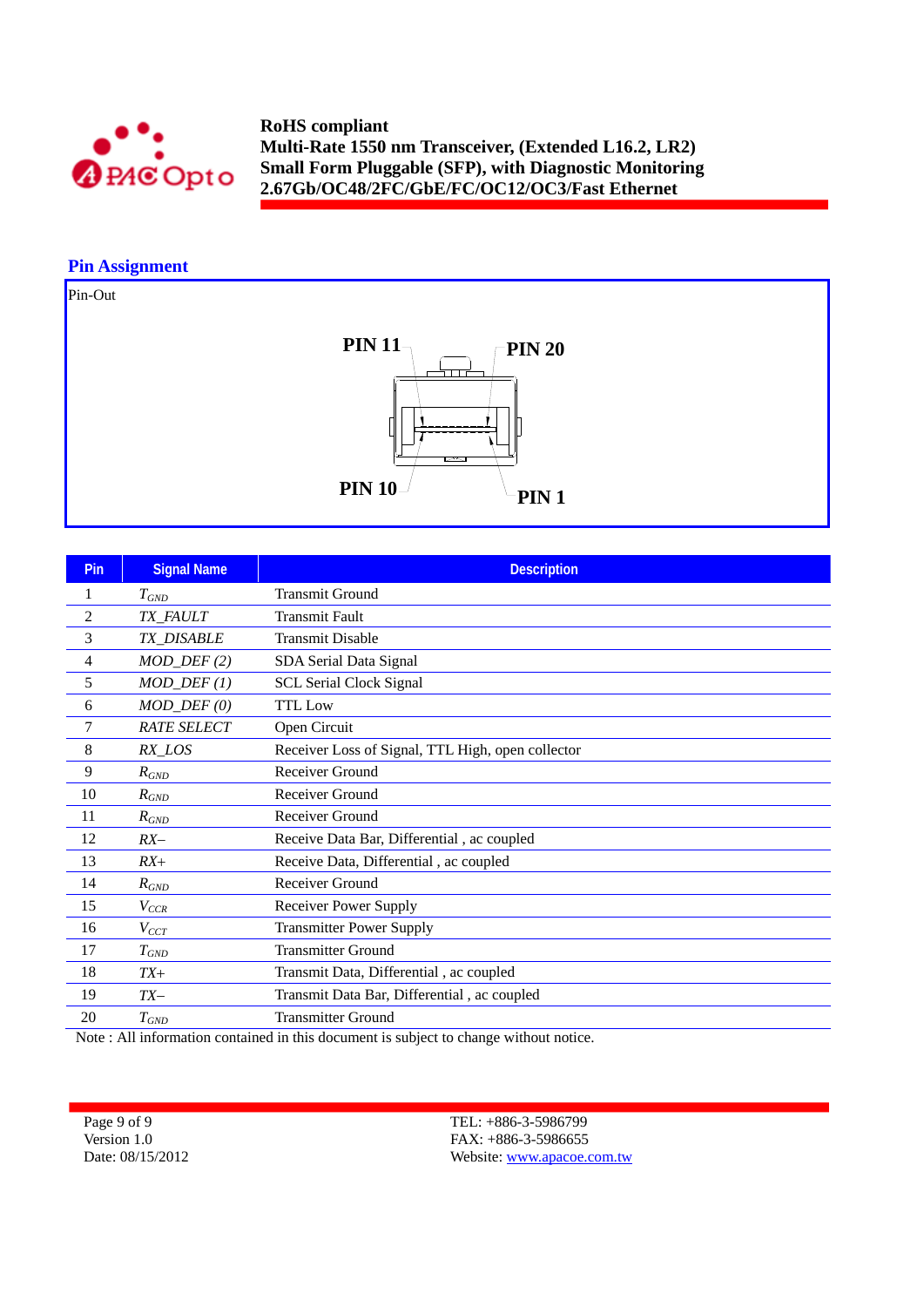## Pin Assignment

Pin-Out

PIN 11

PIN 20

PIN 10

PIN 1

| Pin | Signal Name | Description |
|---|---|---|
| 1 | $T_{GND}$ | Transmit Ground |
| 2 | *TX_FAULT* | Transmit Fault |
| 3 | *TX_DISABLE* | Transmit Disable |
| 4 | *MOD_DEF (2)* | SDA Serial Data Signal |
| 5 | *MOD_DEF (1)* | SCL Serial Clock Signal |
| 6 | *MOD_DEF (0)* | TTL Low |
| 7 | *RATE SELECT* | Open Circuit |
| 8 | *RX_LOS* | Receiver Loss of Signal, TTL High, open collector |
| 9 | $R_{GND}$ | Receiver Ground |
| 10 | $R_{GND}$ | Receiver Ground |
| 11 | $R_{GND}$ | Receiver Ground |
| 12 | *RX–* | Receive Data Bar, Differential , ac coupled |
| 13 | *RX+* | Receive Data, Differential , ac coupled |
| 14 | $R_{GND}$ | Receiver Ground |
| 15 | $V_{CCR}$ | Receiver Power Supply |
| 16 | $V_{CCT}$ | Transmitter Power Supply |
| 17 | $T_{GND}$ | Transmitter Ground |
| 18 | *TX+* | Transmit Data, Differential , ac coupled |
| 19 | *TX–* | Transmit Data Bar, Differential , ac coupled |
| 20 | $T_{GND}$ | Transmitter Ground |

Note : All information contained in this document is subject to change without notice.

Version 1.0
Date: 08/15/2012

TEL: +886-3-5986799
FAX: +886-3-5986655
Website: www.apacoe.com.tw